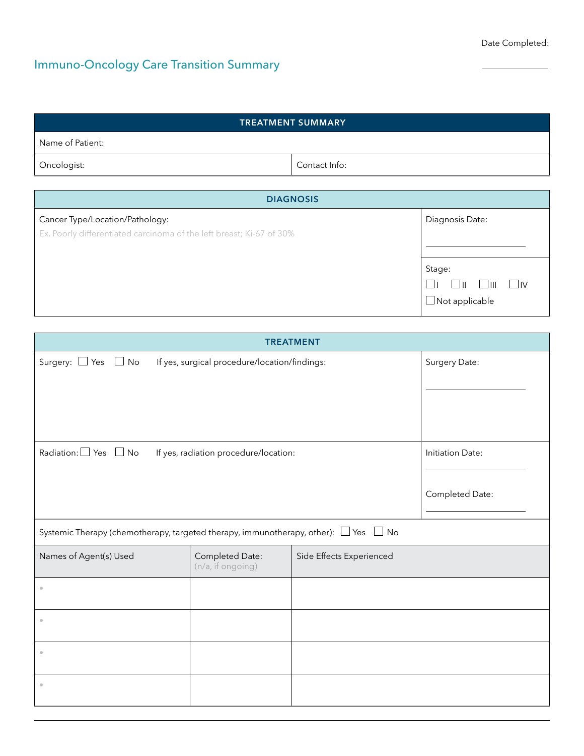Date Completed: \_\_\_\_\_\_\_\_\_\_

# Immuno-Oncology Care Transition Summary

## TREATMENT SUMMARY

| Name of Patient: | |
|---|---|
| Oncologist: | Contact Info: |

## DIAGNOSIS

| Cancer Type/Location/Pathology: Ex. Poorly differentiated carcinoma of the left breast; Ki-67 of 30% | Diagnosis Date: |
|---|---|
| | Stage: ☐ I ☐ II ☐ III ☐ IV ☐ Not applicable |

## TREATMENT

| Surgery: ☐ Yes ☐ No If yes, surgical procedure/location/findings: | Surgery Date: |
|---|---|
| Radiation: ☐ Yes ☐ No If yes, radiation procedure/location: | Initiation Date: Completed Date: |

Systemic Therapy (chemotherapy, targeted therapy, immunotherapy, other): ☐ Yes ☐ No

| Names of Agent(s) Used | Completed Date: (n/a, if ongoing) | Side Effects Experienced |
|---|---|---|
| • | | |
| • | | |
| • | | |
| • | | |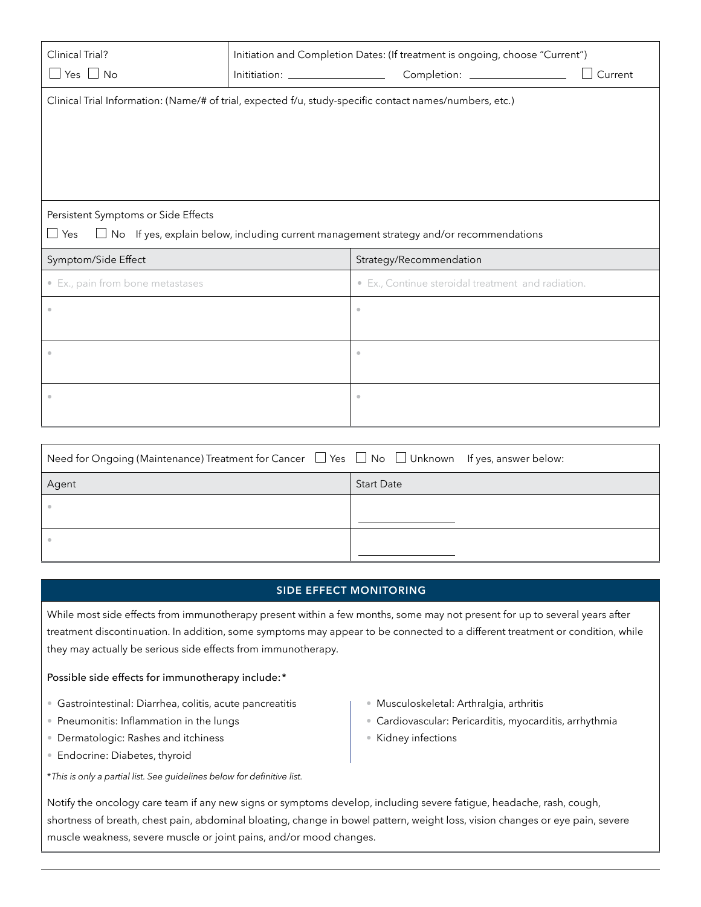| Clinical Trial? | Initiation and Completion Dates: (If treatment is ongoing, choose "Current") |
|---|---|
| ☐ Yes ☐ No | Inititiation: __________ Completion: __________ ☐ Current |

Clinical Trial Information: (Name/# of trial, expected f/u, study-specific contact names/numbers, etc.)

Persistent Symptoms or Side Effects

☐ Yes ☐ No If yes, explain below, including current management strategy and/or recommendations

| Symptom/Side Effect | Strategy/Recommendation |
|---|---|
| • Ex., pain from bone metastases | • Ex., Continue steroidal treatment and radiation. |
| • | • |
| • | • |
| • | • |

Need for Ongoing (Maintenance) Treatment for Cancer ☐ Yes ☐ No ☐ Unknown If yes, answer below:

| Agent | Start Date |
|---|---|
| • | __________ |
| • | __________ |

## SIDE EFFECT MONITORING

While most side effects from immunotherapy present within a few months, some may not present for up to several years after treatment discontinuation. In addition, some symptoms may appear to be connected to a different treatment or condition, while they may actually be serious side effects from immunotherapy.

Possible side effects for immunotherapy include:*

- Gastrointestinal: Diarrhea, colitis, acute pancreatitis
- Pneumonitis: Inflammation in the lungs
- Dermatologic: Rashes and itchiness
- Endocrine: Diabetes, thyroid
- Musculoskeletal: Arthralgia, arthritis
- Cardiovascular: Pericarditis, myocarditis, arrhythmia
- Kidney infections

**This is only a partial list. See guidelines below for definitive list.*

Notify the oncology care team if any new signs or symptoms develop, including severe fatigue, headache, rash, cough, shortness of breath, chest pain, abdominal bloating, change in bowel pattern, weight loss, vision changes or eye pain, severe muscle weakness, severe muscle or joint pains, and/or mood changes.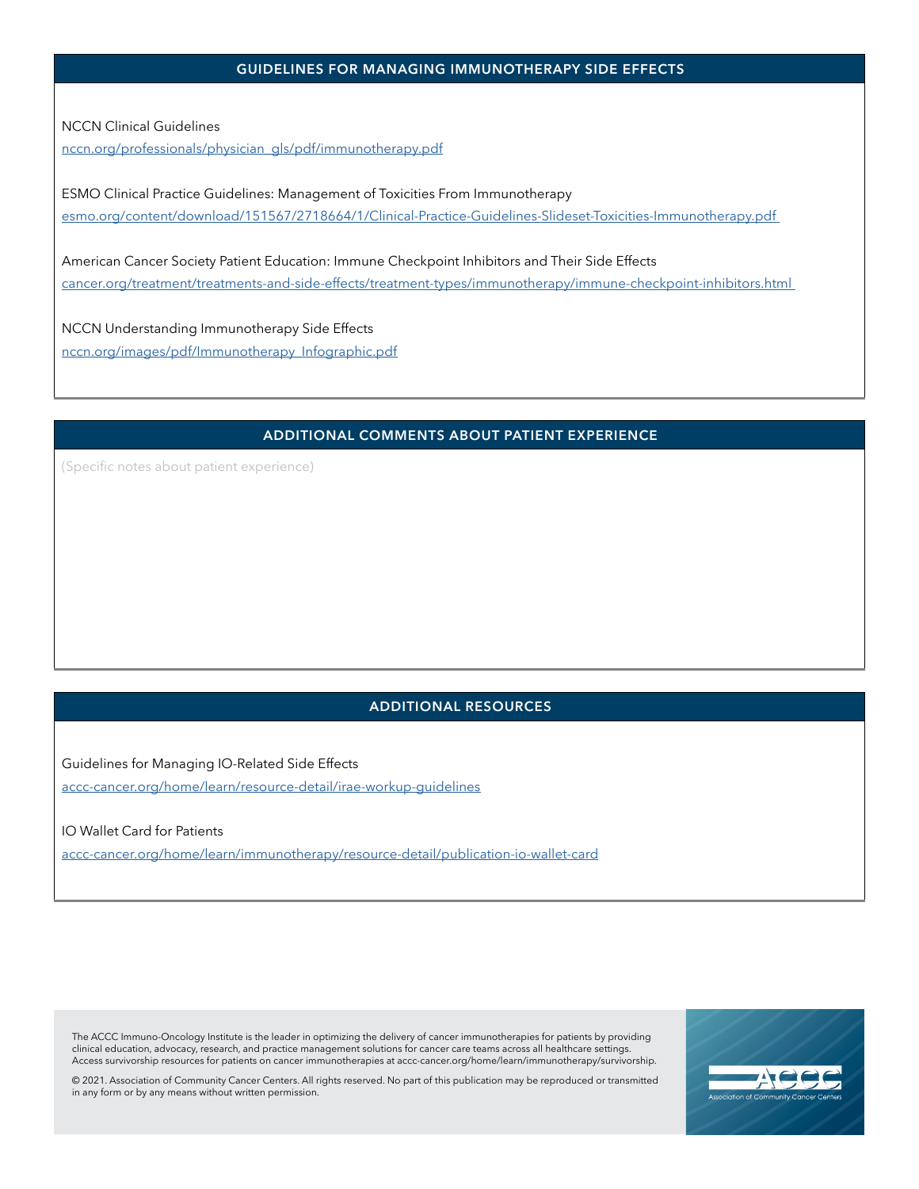## GUIDELINES FOR MANAGING IMMUNOTHERAPY SIDE EFFECTS

NCCN Clinical Guidelines
nccn.org/professionals/physician_gls/pdf/immunotherapy.pdf

ESMO Clinical Practice Guidelines: Management of Toxicities From Immunotherapy
esmo.org/content/download/151567/2718664/1/Clinical-Practice-Guidelines-Slideset-Toxicities-Immunotherapy.pdf

American Cancer Society Patient Education: Immune Checkpoint Inhibitors and Their Side Effects
cancer.org/treatment/treatments-and-side-effects/treatment-types/immunotherapy/immune-checkpoint-inhibitors.html

NCCN Understanding Immunotherapy Side Effects
nccn.org/images/pdf/Immunotherapy_Infographic.pdf

## ADDITIONAL COMMENTS ABOUT PATIENT EXPERIENCE

(Specific notes about patient experience)

## ADDITIONAL RESOURCES

Guidelines for Managing IO-Related Side Effects
accc-cancer.org/home/learn/resource-detail/irae-workup-guidelines

IO Wallet Card for Patients
accc-cancer.org/home/learn/immunotherapy/resource-detail/publication-io-wallet-card

The ACCC Immuno-Oncology Institute is the leader in optimizing the delivery of cancer immunotherapies for patients by providing clinical education, advocacy, research, and practice management solutions for cancer care teams across all healthcare settings. Access survivorship resources for patients on cancer immunotherapies at accc-cancer.org/home/learn/immunotherapy/survivorship.

© 2021. Association of Community Cancer Centers. All rights reserved. No part of this publication may be reproduced or transmitted in any form or by any means without written permission.

ACCC
Association of Community Cancer Centers